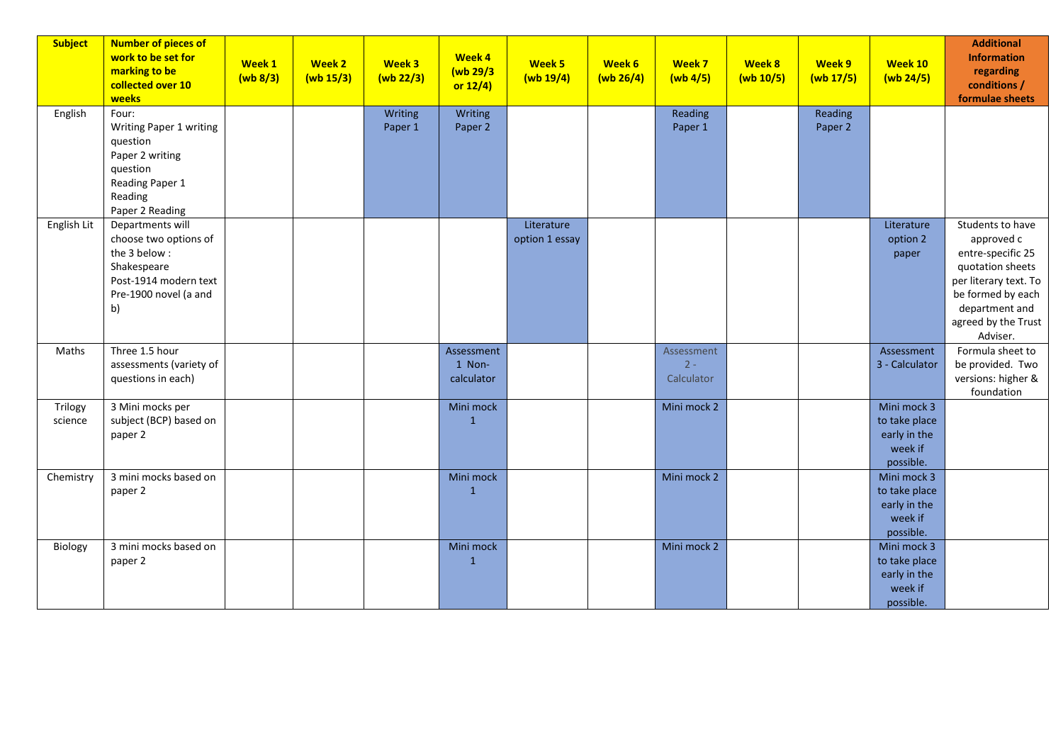| Subject | Number of pieces of work to be set for marking to be collected over 10 weeks | Week 1 (wb 8/3) | Week 2 (wb 15/3) | Week 3 (wb 22/3) | Week 4 (wb 29/3 or 12/4) | Week 5 (wb 19/4) | Week 6 (wb 26/4) | Week 7 (wb 4/5) | Week 8 (wb 10/5) | Week 9 (wb 17/5) | Week 10 (wb 24/5) | Additional Information regarding conditions / formulae sheets |
|---|---|---|---|---|---|---|---|---|---|---|---|---|
| English | Four: Writing Paper 1 writing question Paper 2 writing question Reading Paper 1 Reading Paper 2 Reading | | | Writing Paper 1 | Writing Paper 2 | | | Reading Paper 1 | | Reading Paper 2 | | |
| English Lit | Departments will choose two options of the 3 below : Shakespeare Post-1914 modern text Pre-1900 novel (a and b) | | | | | Literature option 1 essay | | | | | Literature option 2 paper | Students to have approved c entre-specific 25 quotation sheets per literary text. To be formed by each department and agreed by the Trust Adviser. |
| Maths | Three 1.5 hour assessments (variety of questions in each) | | | | Assessment 1 Non-calculator | | | Assessment 2 - Calculator | | | Assessment 3 - Calculator | Formula sheet to be provided. Two versions: higher & foundation |
| Trilogy science | 3 Mini mocks per subject (BCP) based on paper 2 | | | | Mini mock 1 | | | Mini mock 2 | | | Mini mock 3 to take place early in the week if possible. | |
| Chemistry | 3 mini mocks based on paper 2 | | | | Mini mock 1 | | | Mini mock 2 | | | Mini mock 3 to take place early in the week if possible. | |
| Biology | 3 mini mocks based on paper 2 | | | | Mini mock 1 | | | Mini mock 2 | | | Mini mock 3 to take place early in the week if possible. | |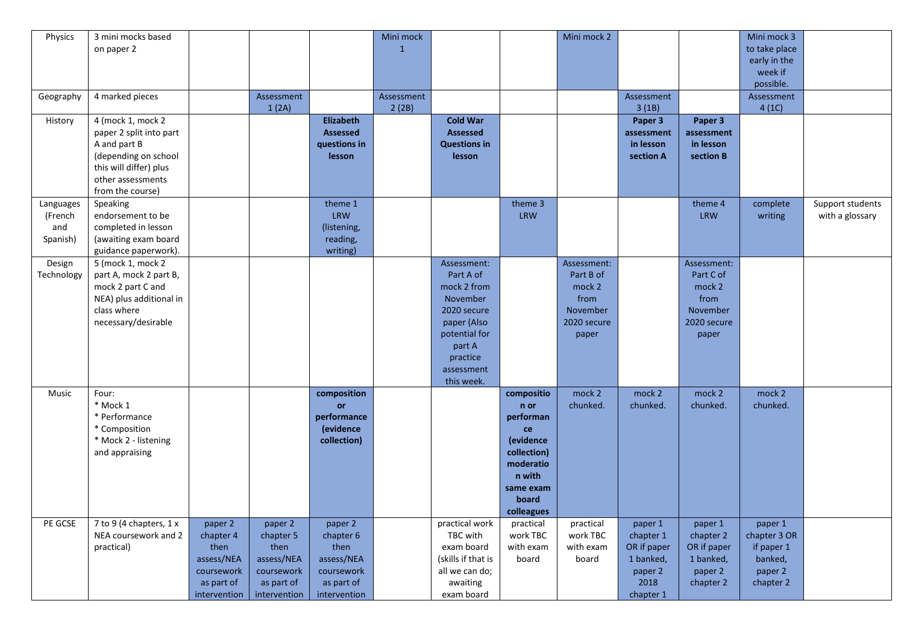| Physics | 3 mini mocks based on paper 2 | | | | Mini mock 1 | | | Mini mock 2 | | | Mini mock 3 to take place early in the week if possible. | |
|---|---|---|---|---|---|---|---|---|---|---|---|---|
| Geography | 4 marked pieces | | Assessment 1 (2A) | | Assessment 2 (2B) | | | | Assessment 3 (1B) | | Assessment 4 (1C) | |
| History | 4 (mock 1, mock 2 paper 2 split into part A and part B (depending on school this will differ) plus other assessments from the course) | | | **Elizabeth Assessed questions in lesson** | | **Cold War Assessed Questions in lesson** | | | **Paper 3 assessment in lesson section A** | **Paper 3 assessment in lesson section B** | | |
| Languages (French and Spanish) | Speaking endorsement to be completed in lesson (awaiting exam board guidance paperwork). | | | theme 1 LRW (listening, reading, writing) | | | theme 3 LRW | | | theme 4 LRW | complete writing | Support students with a glossary |
| Design Technology | 5 (mock 1, mock 2 part A, mock 2 part B, mock 2 part C and NEA) plus additional in class where necessary/desirable | | | | | Assessment: Part A of mock 2 from November 2020 secure paper (Also potential for part A practice assessment this week. | | Assessment: Part B of mock 2 from November 2020 secure paper | | Assessment: Part C of mock 2 from November 2020 secure paper | | |
| Music | Four:<br>* Mock 1<br>* Performance<br>* Composition<br>* Mock 2 - listening and appraising | | | **composition or performance (evidence collection)** | | | **composition or performance (evidence collection) moderation with same exam board colleagues** | mock 2 chunked. | mock 2 chunked. | mock 2 chunked. | mock 2 chunked. | |
| PE GCSE | 7 to 9 (4 chapters, 1 x NEA coursework and 2 practical) | paper 2 chapter 4 then assess/NEA coursework as part of intervention | paper 2 chapter 5 then assess/NEA coursework as part of intervention | paper 2 chapter 6 then assess/NEA coursework as part of intervention | | practical work TBC with exam board (skills if that is all we can do; awaiting exam board | practical work TBC with exam board | practical work TBC with exam board | paper 1 chapter 1 OR if paper 1 banked, paper 2 2018 chapter 1 | paper 1 chapter 2 OR if paper 1 banked, paper 2 chapter 2 | paper 1 chapter 3 OR if paper 1 banked, paper 2 chapter 2 | |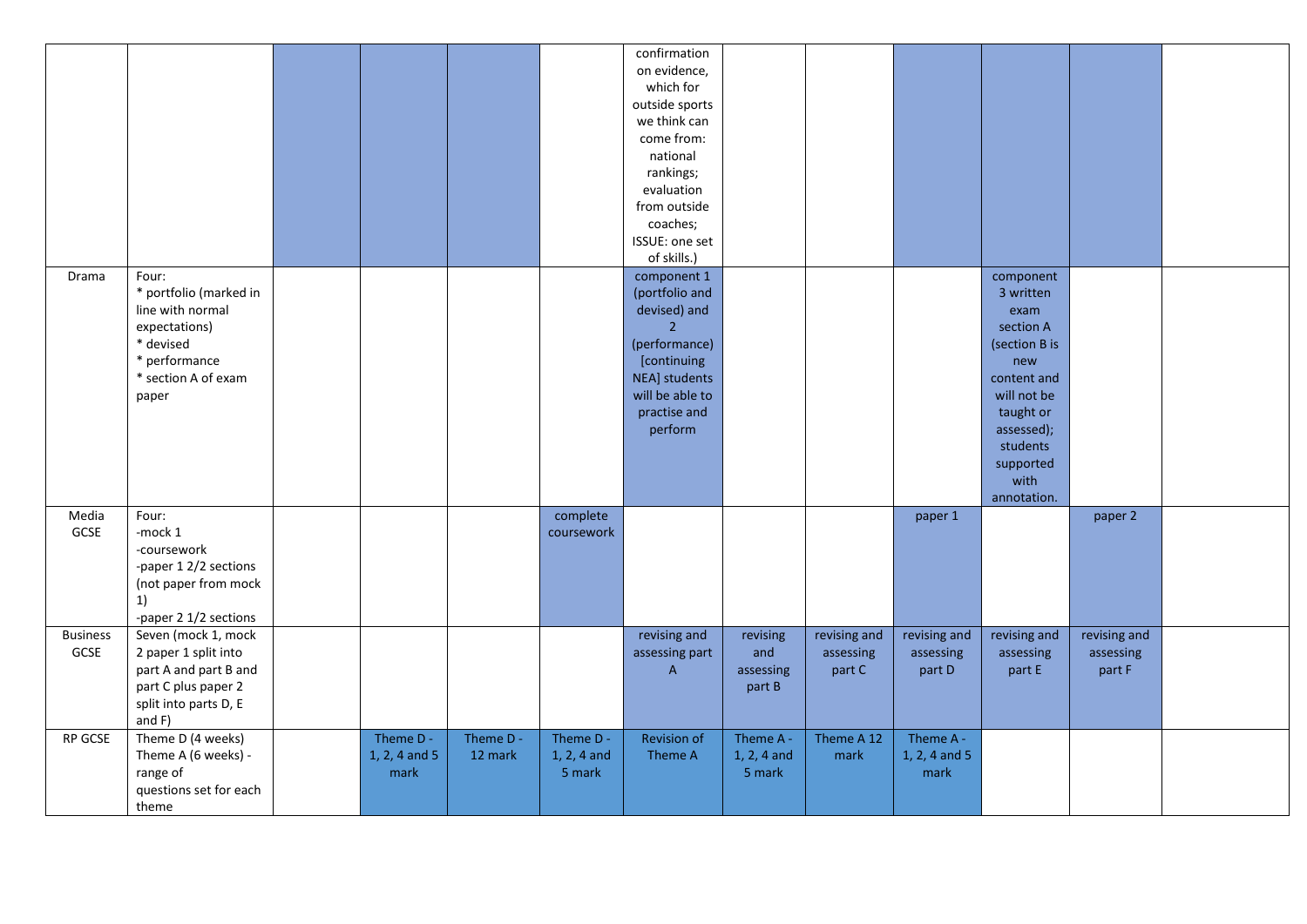| | | | | | | | | | | | | |
|---|---|---|---|---|---|---|---|---|---|---|---|---|
| | | | | | | confirmation on evidence, which for outside sports we think can come from: national rankings; evaluation from outside coaches; ISSUE: one set of skills.) | | | | | | |
| Drama | Four:<br>* portfolio (marked in line with normal expectations)<br>* devised<br>* performance<br>* section A of exam paper | | | | | component 1 (portfolio and devised) and 2 (performance) [continuing NEA] students will be able to practise and perform | | | | component 3 written exam section A (section B is new content and will not be taught or assessed); students supported with annotation. | | |
| Media GCSE | Four:<br>-mock 1<br>-coursework<br>-paper 1 2/2 sections (not paper from mock 1)<br>-paper 2 1/2 sections | | | | complete coursework | | | | paper 1 | | paper 2 | |
| Business GCSE | Seven (mock 1, mock 2 paper 1 split into part A and part B and part C plus paper 2 split into parts D, E and F) | | | | | revising and assessing part A | revising and assessing part B | revising and assessing part C | revising and assessing part D | revising and assessing part E | revising and assessing part F | |
| RP GCSE | Theme D (4 weeks)<br>Theme A (6 weeks) - range of questions set for each theme | | Theme D - 1, 2, 4 and 5 mark | Theme D - 12 mark | Theme D - 1, 2, 4 and 5 mark | Revision of Theme A | Theme A - 1, 2, 4 and 5 mark | Theme A 12 mark | Theme A - 1, 2, 4 and 5 mark | | | |